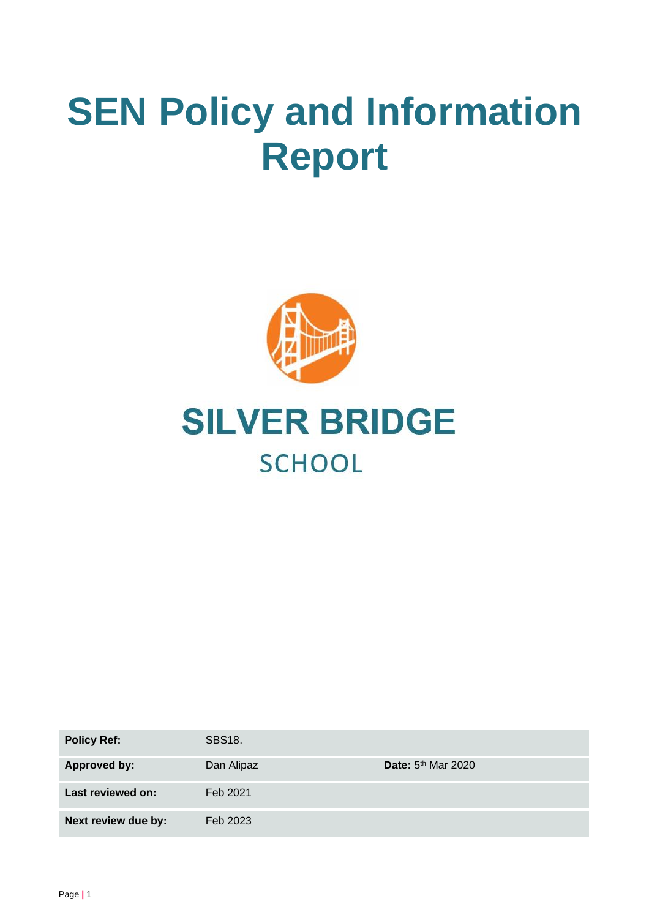# SEN Policy and Information Report

## SILVER BRIDGE

SCHOOL

| Policy Ref: | SBS18. | |
|---|---|---|
| Approved by: | Dan Alipaz | **Date:** 5th Mar 2020 |
| Last reviewed on: | Feb 2021 | |
| Next review due by: | Feb 2023 | |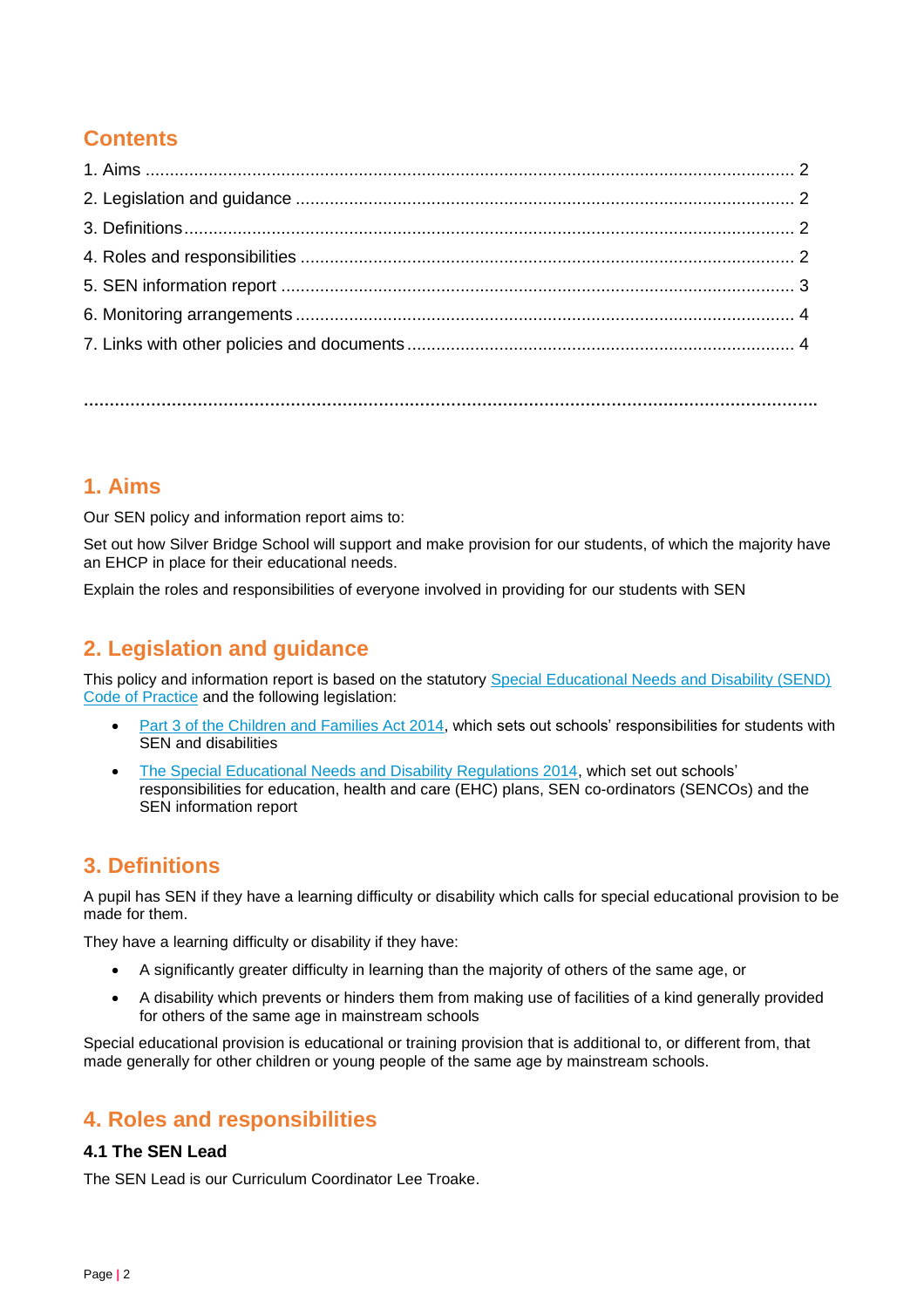## Contents

1. Aims ..... 2
2. Legislation and guidance ..... 2
3. Definitions ..... 2
4. Roles and responsibilities ..... 2
5. SEN information report ..... 3
6. Monitoring arrangements ..... 4
7. Links with other policies and documents ..... 4

## 1. Aims

Our SEN policy and information report aims to:

Set out how Silver Bridge School will support and make provision for our students, of which the majority have an EHCP in place for their educational needs.

Explain the roles and responsibilities of everyone involved in providing for our students with SEN

## 2. Legislation and guidance

This policy and information report is based on the statutory Special Educational Needs and Disability (SEND) Code of Practice and the following legislation:

- Part 3 of the Children and Families Act 2014, which sets out schools' responsibilities for students with SEN and disabilities
- The Special Educational Needs and Disability Regulations 2014, which set out schools' responsibilities for education, health and care (EHC) plans, SEN co-ordinators (SENCOs) and the SEN information report

## 3. Definitions

A pupil has SEN if they have a learning difficulty or disability which calls for special educational provision to be made for them.

They have a learning difficulty or disability if they have:

- A significantly greater difficulty in learning than the majority of others of the same age, or
- A disability which prevents or hinders them from making use of facilities of a kind generally provided for others of the same age in mainstream schools

Special educational provision is educational or training provision that is additional to, or different from, that made generally for other children or young people of the same age by mainstream schools.

## 4. Roles and responsibilities

### 4.1 The SEN Lead

The SEN Lead is our Curriculum Coordinator Lee Troake.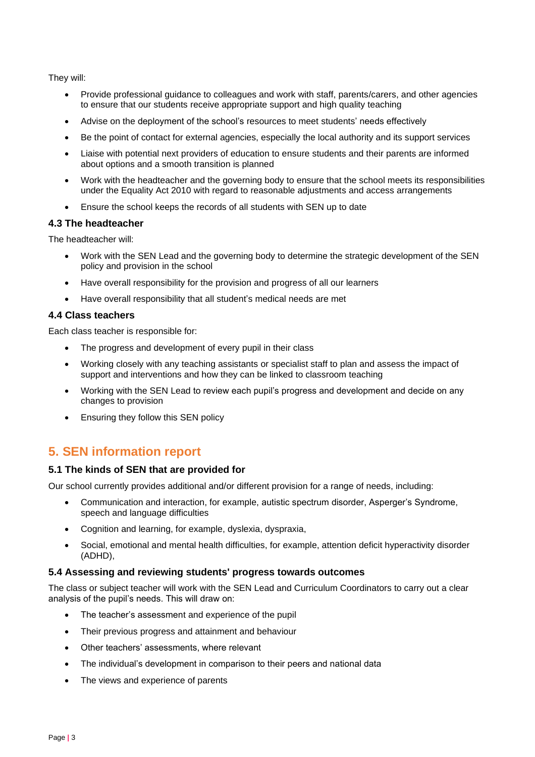They will:

- Provide professional guidance to colleagues and work with staff, parents/carers, and other agencies to ensure that our students receive appropriate support and high quality teaching
- Advise on the deployment of the school's resources to meet students' needs effectively
- Be the point of contact for external agencies, especially the local authority and its support services
- Liaise with potential next providers of education to ensure students and their parents are informed about options and a smooth transition is planned
- Work with the headteacher and the governing body to ensure that the school meets its responsibilities under the Equality Act 2010 with regard to reasonable adjustments and access arrangements
- Ensure the school keeps the records of all students with SEN up to date

### 4.3 The headteacher

The headteacher will:

- Work with the SEN Lead and the governing body to determine the strategic development of the SEN policy and provision in the school
- Have overall responsibility for the provision and progress of all our learners
- Have overall responsibility that all student's medical needs are met

### 4.4 Class teachers

Each class teacher is responsible for:

- The progress and development of every pupil in their class
- Working closely with any teaching assistants or specialist staff to plan and assess the impact of support and interventions and how they can be linked to classroom teaching
- Working with the SEN Lead to review each pupil's progress and development and decide on any changes to provision
- Ensuring they follow this SEN policy

## 5. SEN information report

### 5.1 The kinds of SEN that are provided for

Our school currently provides additional and/or different provision for a range of needs, including:

- Communication and interaction, for example, autistic spectrum disorder, Asperger's Syndrome, speech and language difficulties
- Cognition and learning, for example, dyslexia, dyspraxia,
- Social, emotional and mental health difficulties, for example, attention deficit hyperactivity disorder (ADHD),

### 5.4 Assessing and reviewing students' progress towards outcomes

The class or subject teacher will work with the SEN Lead and Curriculum Coordinators to carry out a clear analysis of the pupil's needs. This will draw on:

- The teacher's assessment and experience of the pupil
- Their previous progress and attainment and behaviour
- Other teachers' assessments, where relevant
- The individual's development in comparison to their peers and national data
- The views and experience of parents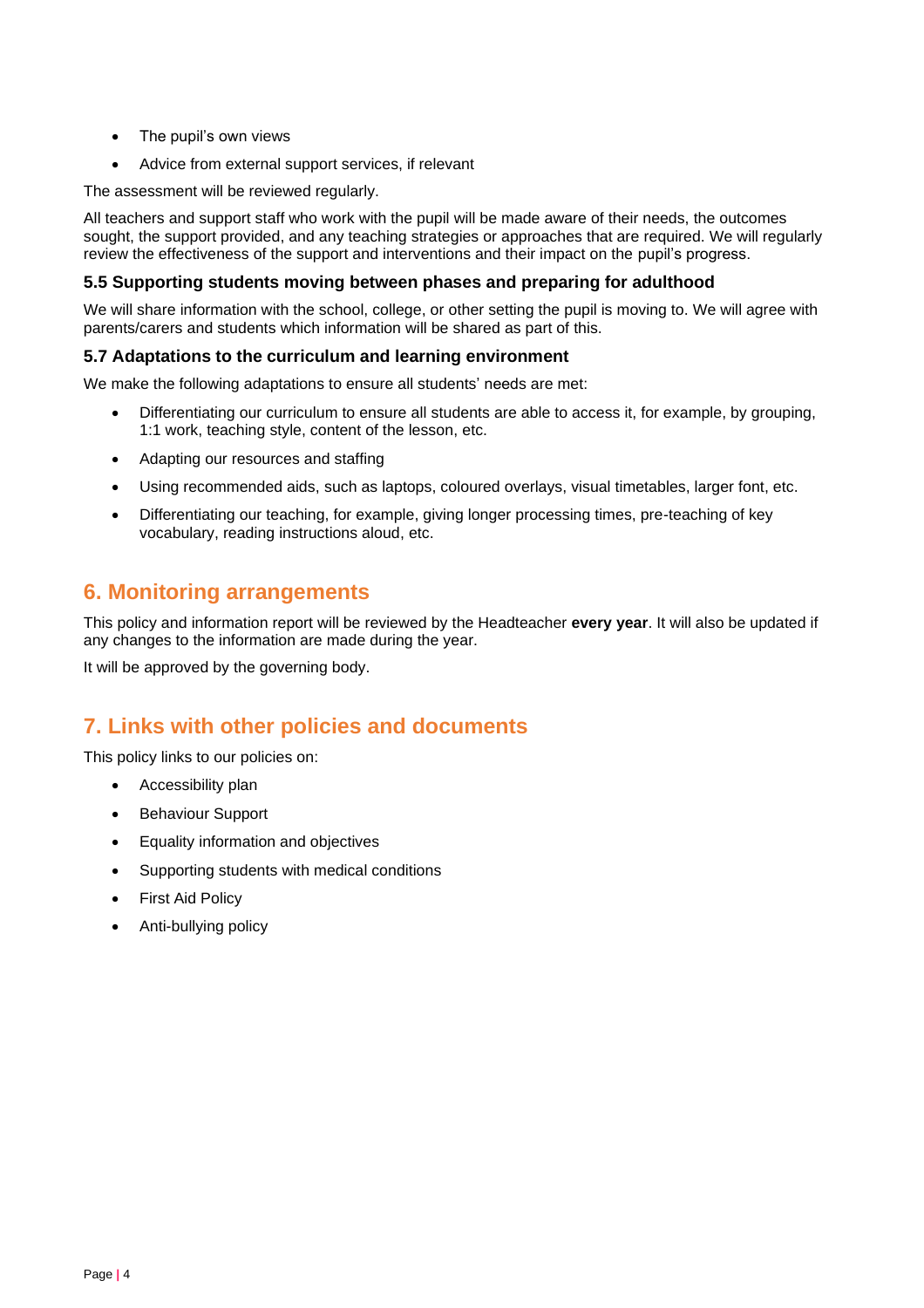- The pupil's own views
- Advice from external support services, if relevant

The assessment will be reviewed regularly.

All teachers and support staff who work with the pupil will be made aware of their needs, the outcomes sought, the support provided, and any teaching strategies or approaches that are required. We will regularly review the effectiveness of the support and interventions and their impact on the pupil's progress.

### 5.5 Supporting students moving between phases and preparing for adulthood

We will share information with the school, college, or other setting the pupil is moving to. We will agree with parents/carers and students which information will be shared as part of this.

### 5.7 Adaptations to the curriculum and learning environment

We make the following adaptations to ensure all students' needs are met:

- Differentiating our curriculum to ensure all students are able to access it, for example, by grouping, 1:1 work, teaching style, content of the lesson, etc.
- Adapting our resources and staffing
- Using recommended aids, such as laptops, coloured overlays, visual timetables, larger font, etc.
- Differentiating our teaching, for example, giving longer processing times, pre-teaching of key vocabulary, reading instructions aloud, etc.

## 6. Monitoring arrangements

This policy and information report will be reviewed by the Headteacher **every year**. It will also be updated if any changes to the information are made during the year.

It will be approved by the governing body.

## 7. Links with other policies and documents

This policy links to our policies on:

- Accessibility plan
- Behaviour Support
- Equality information and objectives
- Supporting students with medical conditions
- First Aid Policy
- Anti-bullying policy